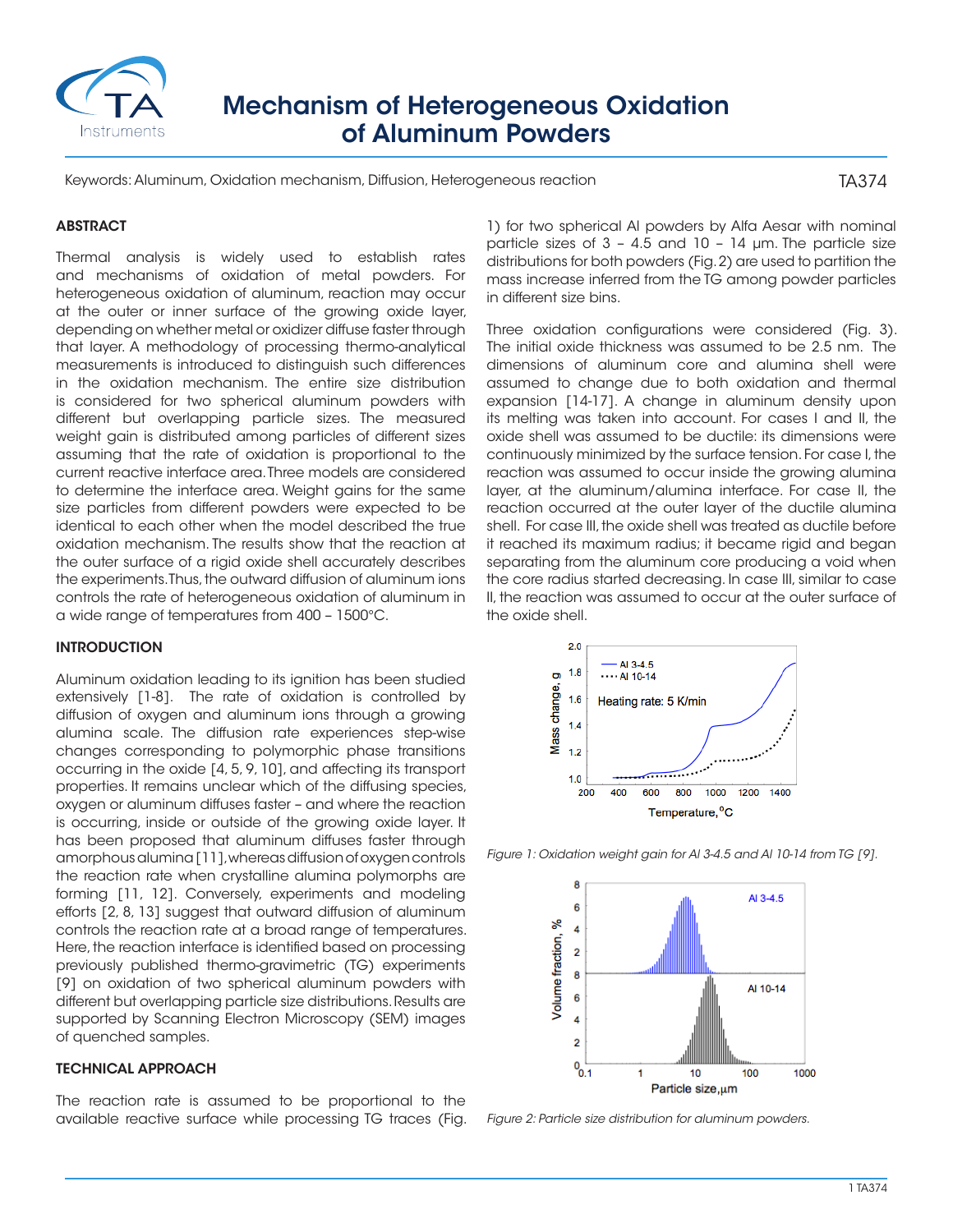# Mechanism of Heterogeneous Oxidation of Aluminum Powders

Keywords: Aluminum, Oxidation mechanism, Diffusion, Heterogeneous reaction

TA374

## ABSTRACT

Thermal analysis is widely used to establish rates and mechanisms of oxidation of metal powders. For heterogeneous oxidation of aluminum, reaction may occur at the outer or inner surface of the growing oxide layer, depending on whether metal or oxidizer diffuse faster through that layer. A methodology of processing thermo-analytical measurements is introduced to distinguish such differences in the oxidation mechanism. The entire size distribution is considered for two spherical aluminum powders with different but overlapping particle sizes. The measured weight gain is distributed among particles of different sizes assuming that the rate of oxidation is proportional to the current reactive interface area. Three models are considered to determine the interface area. Weight gains for the same size particles from different powders were expected to be identical to each other when the model described the true oxidation mechanism. The results show that the reaction at the outer surface of a rigid oxide shell accurately describes the experiments. Thus, the outward diffusion of aluminum ions controls the rate of heterogeneous oxidation of aluminum in a wide range of temperatures from 400 – 1500°C.

## INTRODUCTION

Aluminum oxidation leading to its ignition has been studied extensively [1-8]. The rate of oxidation is controlled by diffusion of oxygen and aluminum ions through a growing alumina scale. The diffusion rate experiences step-wise changes corresponding to polymorphic phase transitions occurring in the oxide [4, 5, 9, 10], and affecting its transport properties. It remains unclear which of the diffusing species, oxygen or aluminum diffuses faster – and where the reaction is occurring, inside or outside of the growing oxide layer. It has been proposed that aluminum diffuses faster through amorphous alumina [11], whereas diffusion of oxygen controls the reaction rate when crystalline alumina polymorphs are forming [11, 12]. Conversely, experiments and modeling efforts [2, 8, 13] suggest that outward diffusion of aluminum controls the reaction rate at a broad range of temperatures. Here, the reaction interface is identified based on processing previously published thermo-gravimetric (TG) experiments [9] on oxidation of two spherical aluminum powders with different but overlapping particle size distributions. Results are supported by Scanning Electron Microscopy (SEM) images of quenched samples.

## TECHNICAL APPROACH

The reaction rate is assumed to be proportional to the available reactive surface while processing TG traces (Fig. 1) for two spherical Al powders by Alfa Aesar with nominal particle sizes of 3 – 4.5 and 10 – 14 µm. The particle size distributions for both powders (Fig. 2) are used to partition the mass increase inferred from the TG among powder particles in different size bins.

Three oxidation configurations were considered (Fig. 3). The initial oxide thickness was assumed to be 2.5 nm. The dimensions of aluminum core and alumina shell were assumed to change due to both oxidation and thermal expansion [14-17]. A change in aluminum density upon its melting was taken into account. For cases I and II, the oxide shell was assumed to be ductile: its dimensions were continuously minimized by the surface tension. For case I, the reaction was assumed to occur inside the growing alumina layer, at the aluminum/alumina interface. For case II, the reaction occurred at the outer layer of the ductile alumina shell. For case III, the oxide shell was treated as ductile before it reached its maximum radius; it became rigid and began separating from the aluminum core producing a void when the core radius started decreasing. In case III, similar to case II, the reaction was assumed to occur at the outer surface of the oxide shell.

*Figure 1: Oxidation weight gain for Al 3-4.5 and Al 10-14 from TG [9].*

*Figure 2: Particle size distribution for aluminum powders.*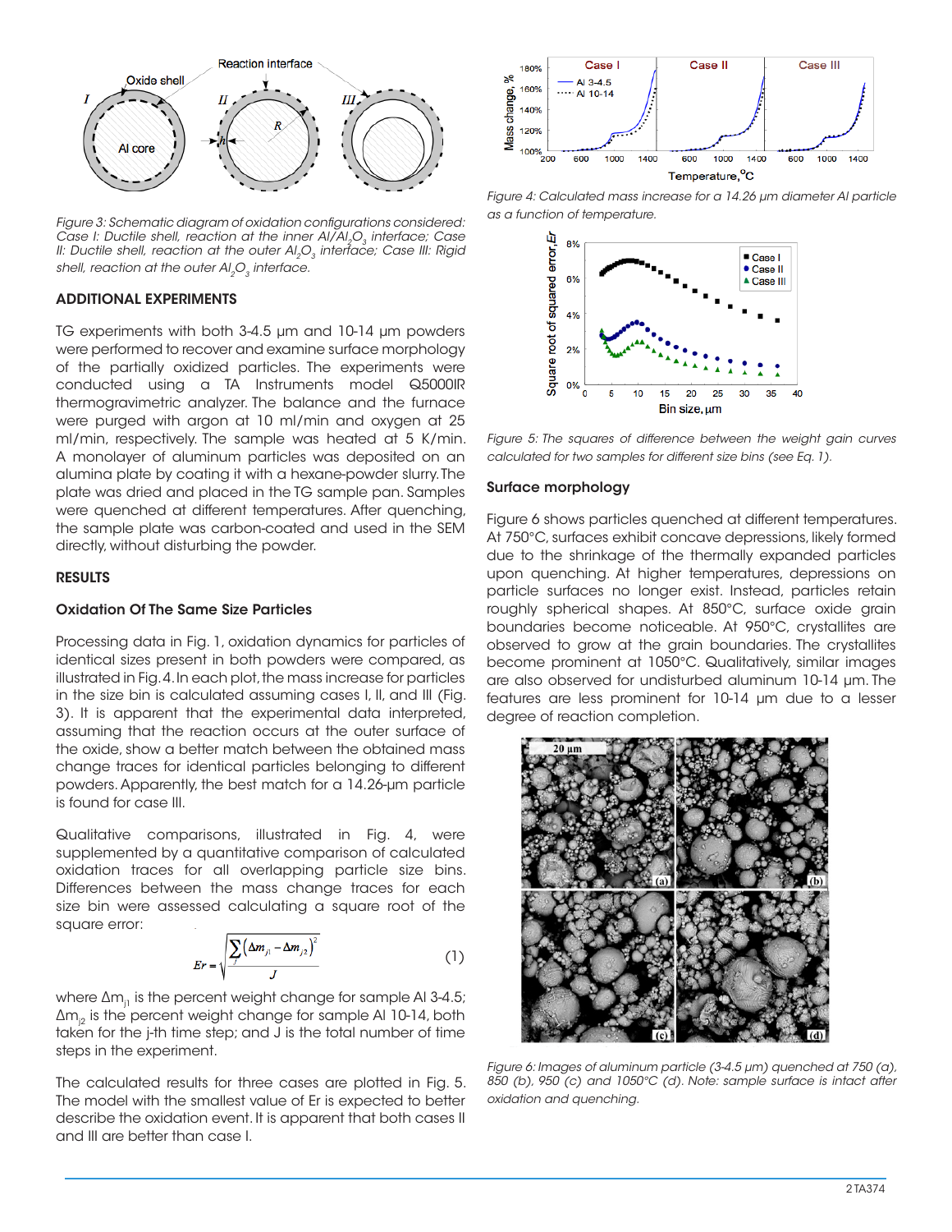Figure 3: Schematic diagram of oxidation configurations considered: Case I: Ductile shell, reaction at the inner $Al/Al_2O_3$ interface; Case II: Ductile shell, reaction at the outer $Al_2O_3$ interface; Case III: Rigid shell, reaction at the outer $Al_2O_3$ interface.

### ADDITIONAL EXPERIMENTS

TG experiments with both 3-4.5 μm and 10-14 μm powders were performed to recover and examine surface morphology of the partially oxidized particles. The experiments were conducted using a TA Instruments model Q5000IR thermogravimetric analyzer. The balance and the furnace were purged with argon at 10 ml/min and oxygen at 25 ml/min, respectively. The sample was heated at 5 K/min. A monolayer of aluminum particles was deposited on an alumina plate by coating it with a hexane-powder slurry. The plate was dried and placed in the TG sample pan. Samples were quenched at different temperatures. After quenching, the sample plate was carbon-coated and used in the SEM directly, without disturbing the powder.

### RESULTS

#### Oxidation Of The Same Size Particles

Processing data in Fig. 1, oxidation dynamics for particles of identical sizes present in both powders were compared, as illustrated in Fig. 4. In each plot, the mass increase for particles in the size bin is calculated assuming cases I, II, and III (Fig. 3). It is apparent that the experimental data interpreted, assuming that the reaction occurs at the outer surface of the oxide, show a better match between the obtained mass change traces for identical particles belonging to different powders. Apparently, the best match for a 14.26-μm particle is found for case III.

Qualitative comparisons, illustrated in Fig. 4, were supplemented by a quantitative comparison of calculated oxidation traces for all overlapping particle size bins. Differences between the mass change traces for each size bin were assessed calculating a square root of the square error:

$$Er = \sqrt{\frac{\sum_j \left(\Delta m_{j1} - \Delta m_{j2}\right)^2}{J}} \qquad (1)$$

where $\Delta m_{j1}$ is the percent weight change for sample Al 3-4.5; $\Delta m_{j2}$ is the percent weight change for sample Al 10-14, both taken for the j-th time step; and J is the total number of time steps in the experiment.

The calculated results for three cases are plotted in Fig. 5. The model with the smallest value of Er is expected to better describe the oxidation event. It is apparent that both cases II and III are better than case I.

Figure 4: Calculated mass increase for a 14.26 μm diameter Al particle as a function of temperature.

Figure 5: The squares of difference between the weight gain curves calculated for two samples for different size bins (see Eq. 1).

#### Surface morphology

Figure 6 shows particles quenched at different temperatures. At 750°C, surfaces exhibit concave depressions, likely formed due to the shrinkage of the thermally expanded particles upon quenching. At higher temperatures, depressions on particle surfaces no longer exist. Instead, particles retain roughly spherical shapes. At 850°C, surface oxide grain boundaries become noticeable. At 950°C, crystallites are observed to grow at the grain boundaries. The crystallites become prominent at 1050°C. Qualitatively, similar images are also observed for undisturbed aluminum 10-14 μm. The features are less prominent for 10-14 μm due to a lesser degree of reaction completion.

Figure 6: Images of aluminum particle (3-4.5 μm) quenched at 750 (a), 850 (b), 950 (c) and 1050°C (d). Note: sample surface is intact after oxidation and quenching.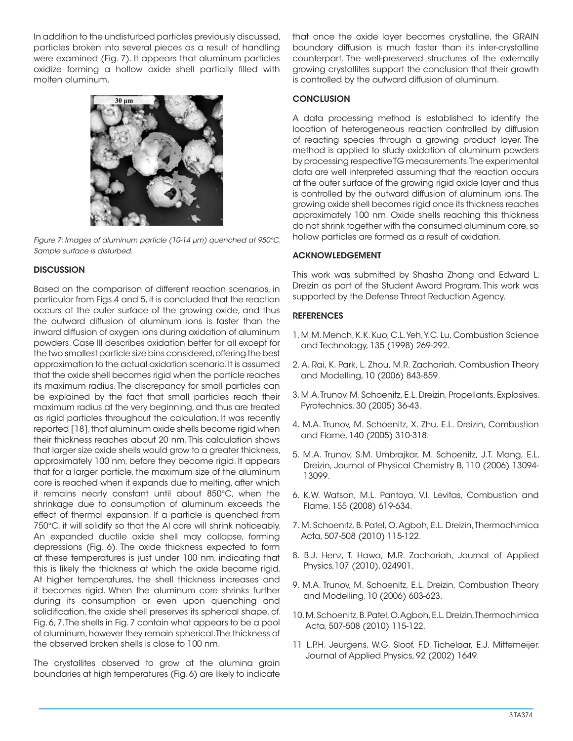In addition to the undisturbed particles previously discussed, particles broken into several pieces as a result of handling were examined (Fig. 7). It appears that aluminum particles oxidize forming a hollow oxide shell partially filled with molten aluminum.

*Figure 7: Images of aluminum particle (10-14 µm) quenched at 950°C. Sample surface is disturbed.*

## DISCUSSION

Based on the comparison of different reaction scenarios, in particular from Figs.4 and 5, it is concluded that the reaction occurs at the outer surface of the growing oxide, and thus the outward diffusion of aluminum ions is faster than the inward diffusion of oxygen ions during oxidation of aluminum powders. Case III describes oxidation better for all except for the two smallest particle size bins considered, offering the best approximation to the actual oxidation scenario. It is assumed that the oxide shell becomes rigid when the particle reaches its maximum radius. The discrepancy for small particles can be explained by the fact that small particles reach their maximum radius at the very beginning, and thus are treated as rigid particles throughout the calculation. It was recently reported [18], that aluminum oxide shells become rigid when their thickness reaches about 20 nm. This calculation shows that larger size oxide shells would grow to a greater thickness, approximately 100 nm, before they become rigid. It appears that for a larger particle, the maximum size of the aluminum core is reached when it expands due to melting, after which it remains nearly constant until about 850°C, when the shrinkage due to consumption of aluminum exceeds the effect of thermal expansion. If a particle is quenched from 750°C, it will solidify so that the Al core will shrink noticeably. An expanded ductile oxide shell may collapse, forming depressions (Fig. 6). The oxide thickness expected to form at these temperatures is just under 100 nm, indicating that this is likely the thickness at which the oxide became rigid. At higher temperatures, the shell thickness increases and it becomes rigid. When the aluminum core shrinks further during its consumption or even upon quenching and solidification, the oxide shell preserves its spherical shape, cf. Fig. 6, 7. The shells in Fig. 7 contain what appears to be a pool of aluminum, however they remain spherical. The thickness of the observed broken shells is close to 100 nm.

The crystallites observed to grow at the alumina grain boundaries at high temperatures (Fig. 6) are likely to indicate that once the oxide layer becomes crystalline, the GRAIN boundary diffusion is much faster than its inter-crystalline counterpart. The well-preserved structures of the externally growing crystallites support the conclusion that their growth is controlled by the outward diffusion of aluminum.

## CONCLUSION

A data processing method is established to identify the location of heterogeneous reaction controlled by diffusion of reacting species through a growing product layer. The method is applied to study oxidation of aluminum powders by processing respective TG measurements. The experimental data are well interpreted assuming that the reaction occurs at the outer surface of the growing rigid oxide layer and thus is controlled by the outward diffusion of aluminum ions. The growing oxide shell becomes rigid once its thickness reaches approximately 100 nm. Oxide shells reaching this thickness do not shrink together with the consumed aluminum core, so hollow particles are formed as a result of oxidation.

## ACKNOWLEDGEMENT

This work was submitted by Shasha Zhang and Edward L. Dreizin as part of the Student Award Program. This work was supported by the Defense Threat Reduction Agency.

## REFERENCES

1. M.M. Mench, K.K. Kuo, C.L. Yeh, Y.C. Lu, Combustion Science and Technology, 135 (1998) 269-292.
2. A. Rai, K. Park, L. Zhou, M.R. Zachariah, Combustion Theory and Modelling, 10 (2006) 843-859.
3. M.A. Trunov, M. Schoenitz, E.L. Dreizin, Propellants, Explosives, Pyrotechnics, 30 (2005) 36-43.
4. M.A. Trunov, M. Schoenitz, X. Zhu, E.L. Dreizin, Combustion and Flame, 140 (2005) 310-318.
5. M.A. Trunov, S.M. Umbrajkar, M. Schoenitz, J.T. Mang, E.L. Dreizin, Journal of Physical Chemistry B, 110 (2006) 13094-13099.
6. K.W. Watson, M.L. Pantoya, V.I. Levitas, Combustion and Flame, 155 (2008) 619-634.
7. M. Schoenitz, B. Patel, O. Agboh, E.L. Dreizin, Thermochimica Acta, 507-508 (2010) 115-122.
8. B.J. Henz, T. Hawa, M.R. Zachariah, Journal of Applied Physics,107 (2010), 024901.
9. M.A. Trunov, M. Schoenitz, E.L. Dreizin, Combustion Theory and Modelling, 10 (2006) 603-623.
10. M. Schoenitz, B. Patel, O. Agboh, E.L. Dreizin, Thermochimica Acta, 507-508 (2010) 115-122.
11. L.P.H. Jeurgens, W.G. Sloof, F.D. Tichelaar, E.J. Mittemeijer, Journal of Applied Physics, 92 (2002) 1649.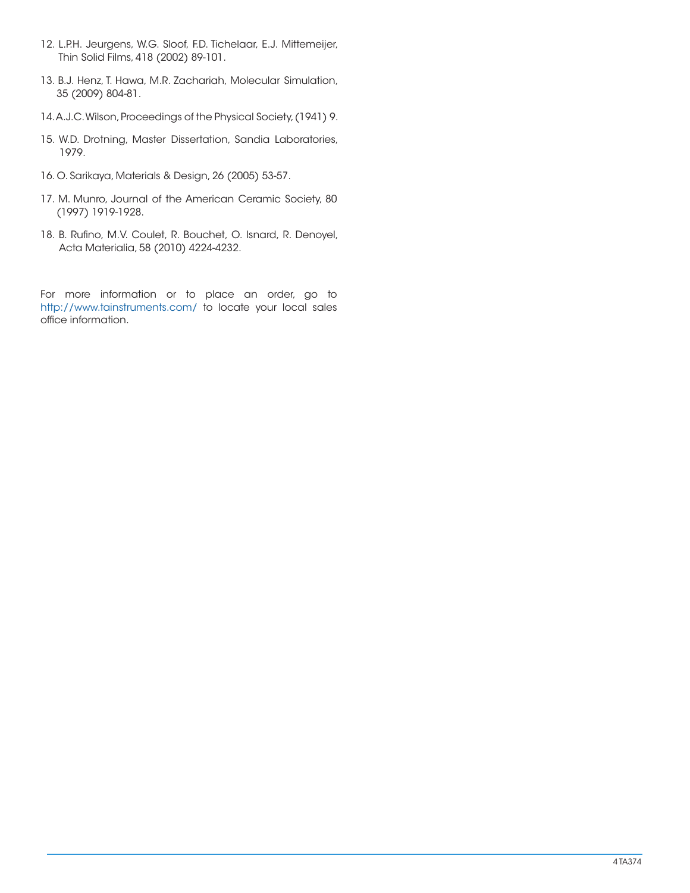12. L.P.H. Jeurgens, W.G. Sloof, F.D. Tichelaar, E.J. Mittemeijer, Thin Solid Films, 418 (2002) 89-101.

13. B.J. Henz, T. Hawa, M.R. Zachariah, Molecular Simulation, 35 (2009) 804-81.

14. A.J.C. Wilson, Proceedings of the Physical Society, (1941) 9.

15. W.D. Drotning, Master Dissertation, Sandia Laboratories, 1979.

16. O. Sarikaya, Materials & Design, 26 (2005) 53-57.

17. M. Munro, Journal of the American Ceramic Society, 80 (1997) 1919-1928.

18. B. Rufino, M.V. Coulet, R. Bouchet, O. Isnard, R. Denoyel, Acta Materialia, 58 (2010) 4224-4232.

For more information or to place an order, go to http://www.tainstruments.com/ to locate your local sales office information.

TA374